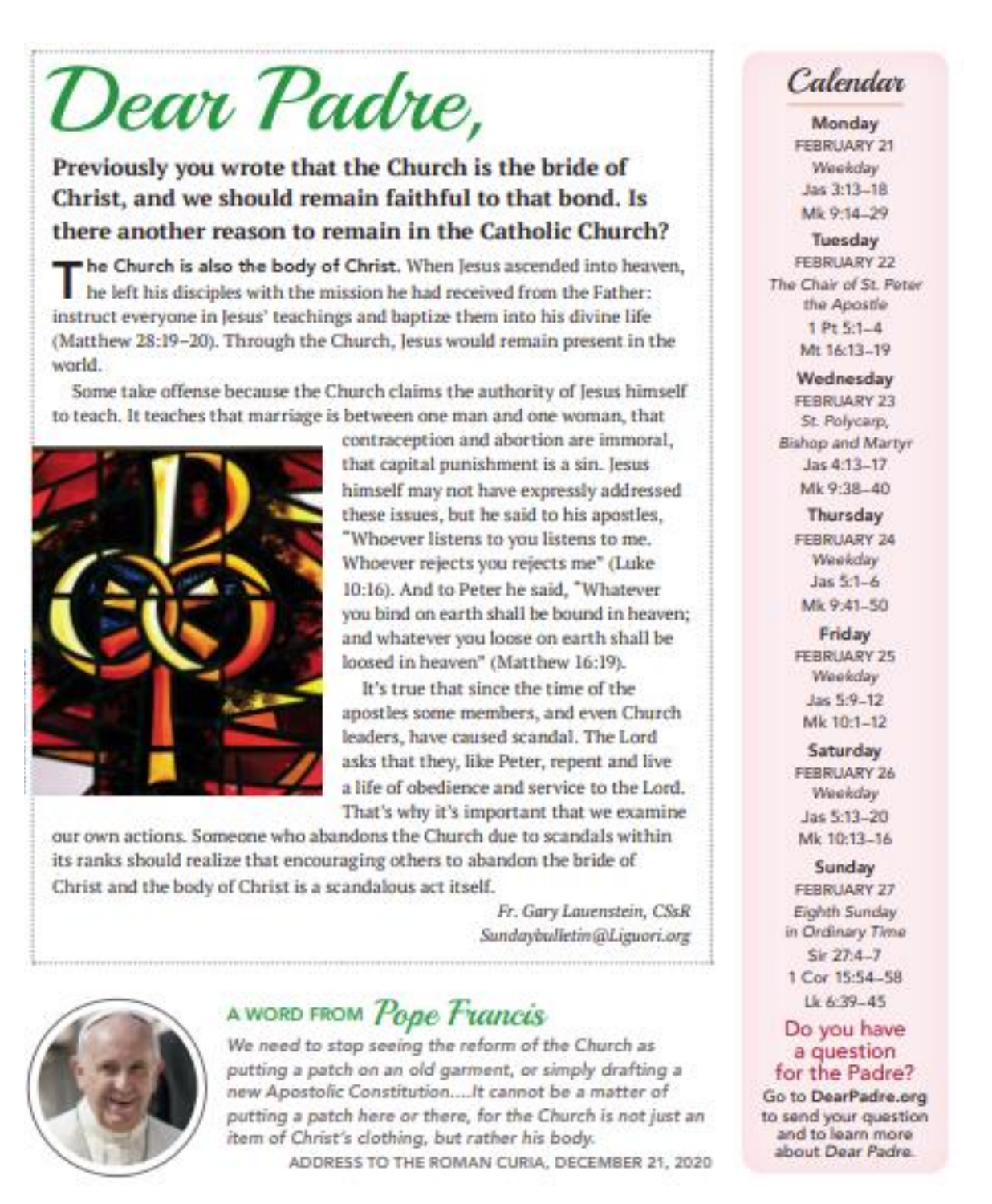# Dear Padre,

**Previously you wrote that the Church is the bride of Christ, and we should remain faithful to that bond. Is there another reason to remain in the Catholic Church?**

**The Church is also the body of Christ.** When Jesus ascended into heaven, he left his disciples with the mission he had received from the Father: instruct everyone in Jesus' teachings and baptize them into his divine life (Matthew 28:19–20). Through the Church, Jesus would remain present in the world.

Some take offense because the Church claims the authority of Jesus himself to teach. It teaches that marriage is between one man and one woman, that contraception and abortion are immoral, that capital punishment is a sin. Jesus himself may not have expressly addressed these issues, but he said to his apostles, "Whoever listens to you listens to me. Whoever rejects you rejects me" (Luke 10:16). And to Peter he said, "Whatever you bind on earth shall be bound in heaven; and whatever you loose on earth shall be loosed in heaven" (Matthew 16:19).

It's true that since the time of the apostles some members, and even Church leaders, have caused scandal. The Lord asks that they, like Peter, repent and live a life of obedience and service to the Lord. That's why it's important that we examine our own actions. Someone who abandons the Church due to scandals within its ranks should realize that encouraging others to abandon the bride of Christ and the body of Christ is a scandalous act itself.

*Fr. Gary Lauenstein, CSsR*
*Sundaybulletin@Liguori.org*

## A WORD FROM *Pope Francis*

*We need to stop seeing the reform of the Church as putting a patch on an old garment, or simply drafting a new Apostolic Constitution....It cannot be a matter of putting a patch here or there, for the Church is not just an item of Christ's clothing, but rather his body.*

ADDRESS TO THE ROMAN CURIA, DECEMBER 21, 2020

## Calendar

**Monday**
FEBRUARY 21
*Weekday*
Jas 3:13–18
Mk 9:14–29

**Tuesday**
FEBRUARY 22
*The Chair of St. Peter the Apostle*
1 Pt 5:1–4
Mt 16:13–19

**Wednesday**
FEBRUARY 23
*St. Polycarp, Bishop and Martyr*
Jas 4:13–17
Mk 9:38–40

**Thursday**
FEBRUARY 24
*Weekday*
Jas 5:1–6
Mk 9:41–50

**Friday**
FEBRUARY 25
*Weekday*
Jas 5:9–12
Mk 10:1–12

**Saturday**
FEBRUARY 26
*Weekday*
Jas 5:13–20
Mk 10:13–16

**Sunday**
FEBRUARY 27
*Eighth Sunday in Ordinary Time*
Sir 27:4–7
1 Cor 15:54–58
Lk 6:39–45

**Do you have a question for the Padre?**
Go to **DearPadre.org** to send your question and to learn more about Dear Padre.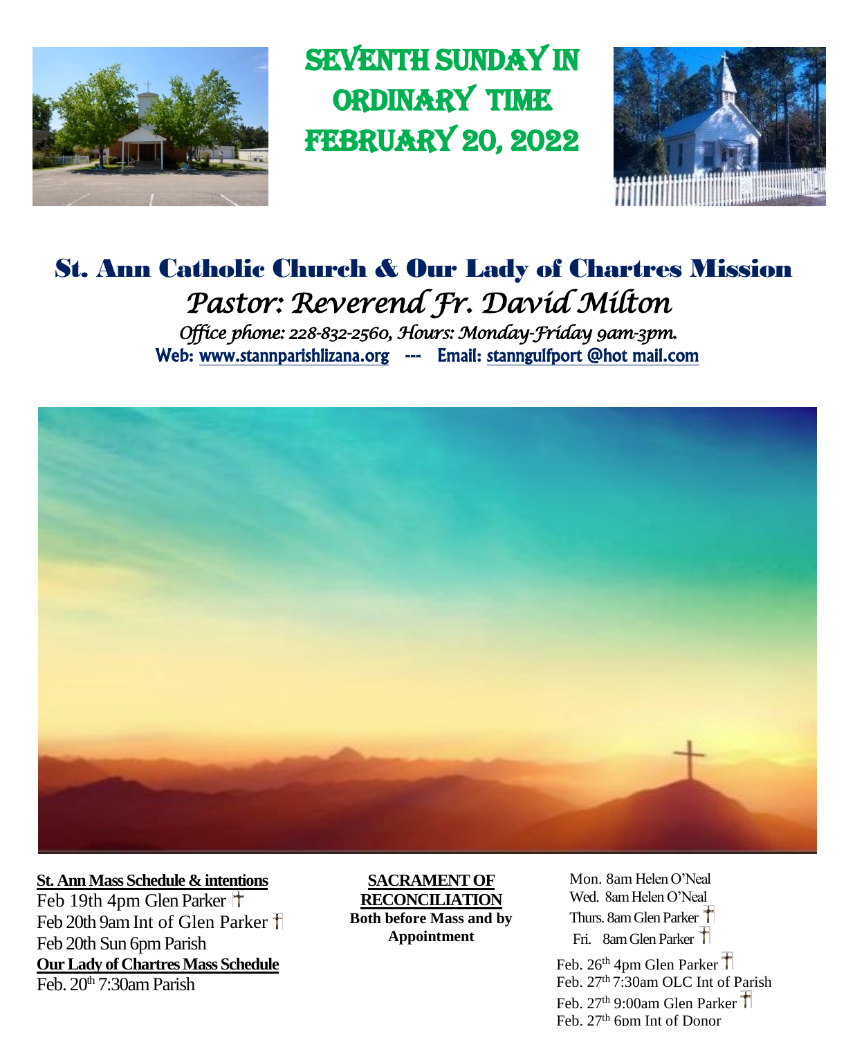# SEVENTH SUNDAY IN ORDINARY TIME FEBRUARY 20, 2022

## St. Ann Catholic Church & Our Lady of Chartres Mission

*Pastor: Reverend Fr. David Milton*

*Office phone: 228-832-2560, Hours: Monday-Friday 9am-3pm.*

Web: www.stannparishlizana.org --- Email: stanngulfport @hot mail.com

**St. Ann Mass Schedule & intentions**

Feb 19th 4pm Glen Parker †
Feb 20th 9am Int of Glen Parker †
Feb 20th Sun 6pm Parish

**Our Lady of Chartres Mass Schedule**

Feb. 20th 7:30am Parish

**SACRAMENT OF RECONCILIATION**

**Both before Mass and by Appointment**

Mon. 8am Helen O'Neal
Wed. 8am Helen O'Neal
Thurs. 8am Glen Parker †
Fri. 8am Glen Parker †

Feb. 26th 4pm Glen Parker †
Feb. 27th 7:30am OLC Int of Parish
Feb. 27th 9:00am Glen Parker †
Feb. 27th 6pm Int of Donor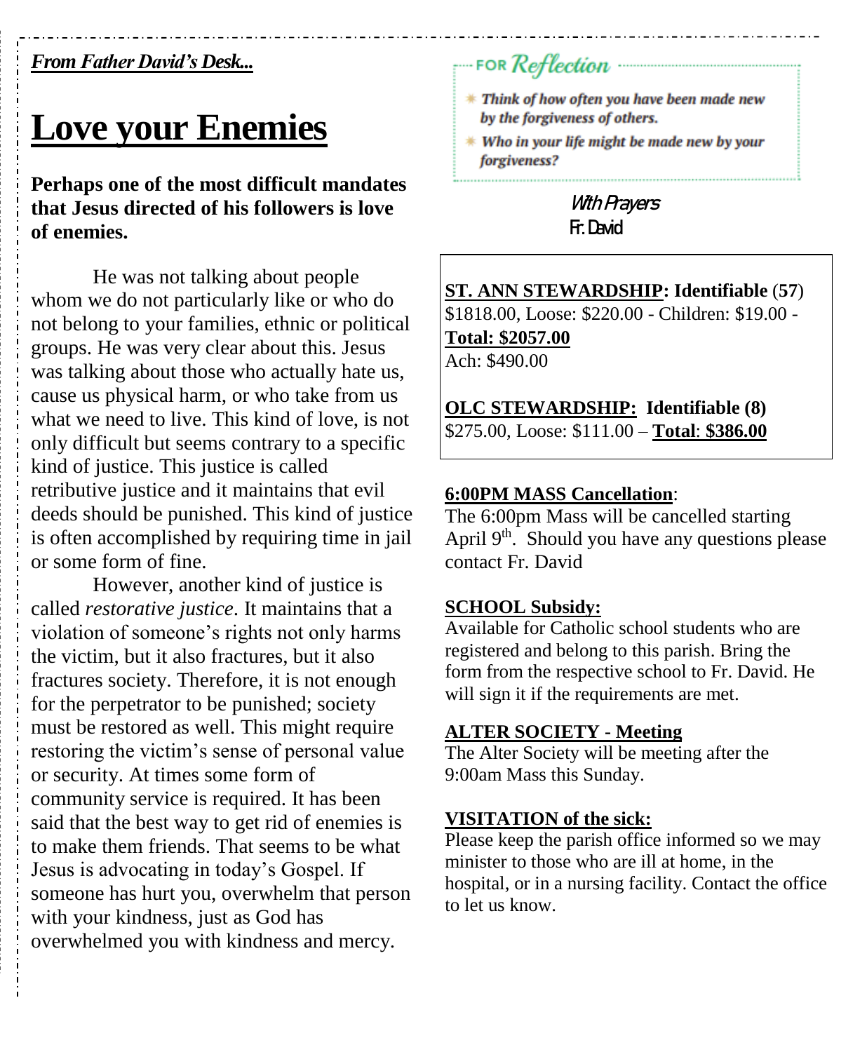*From Father David's Desk...*

# Love your Enemies

**Perhaps one of the most difficult mandates that Jesus directed of his followers is love of enemies.**

He was not talking about people whom we do not particularly like or who do not belong to your families, ethnic or political groups. He was very clear about this. Jesus was talking about those who actually hate us, cause us physical harm, or who take from us what we need to live. This kind of love, is not only difficult but seems contrary to a specific kind of justice. This justice is called retributive justice and it maintains that evil deeds should be punished. This kind of justice is often accomplished by requiring time in jail or some form of fine.

However, another kind of justice is called *restorative justice*. It maintains that a violation of someone's rights not only harms the victim, but it also fractures, but it also fractures society. Therefore, it is not enough for the perpetrator to be punished; society must be restored as well. This might require restoring the victim's sense of personal value or security. At times some form of community service is required. It has been said that the best way to get rid of enemies is to make them friends. That seems to be what Jesus is advocating in today's Gospel. If someone has hurt you, overwhelm that person with your kindness, just as God has overwhelmed you with kindness and mercy.

**FOR *Reflection***

- ***Think of how often you have been made new by the forgiveness of others.***
- ***Who in your life might be made new by your forgiveness?***

With Prayers
Fr. David

**ST. ANN STEWARDSHIP: Identifiable (57)** $1818.00, Loose: $220.00 - Children: $19.00 - **Total: $2057.00**
Ach: $490.00

**OLC STEWARDSHIP: Identifiable (8)** $275.00, Loose: $111.00 – **Total: $386.00**

**6:00PM MASS Cancellation:**
The 6:00pm Mass will be cancelled starting April 9th. Should you have any questions please contact Fr. David

**SCHOOL Subsidy:**
Available for Catholic school students who are registered and belong to this parish. Bring the form from the respective school to Fr. David. He will sign it if the requirements are met.

**ALTER SOCIETY - Meeting**
The Alter Society will be meeting after the 9:00am Mass this Sunday.

**VISITATION of the sick:**
Please keep the parish office informed so we may minister to those who are ill at home, in the hospital, or in a nursing facility. Contact the office to let us know.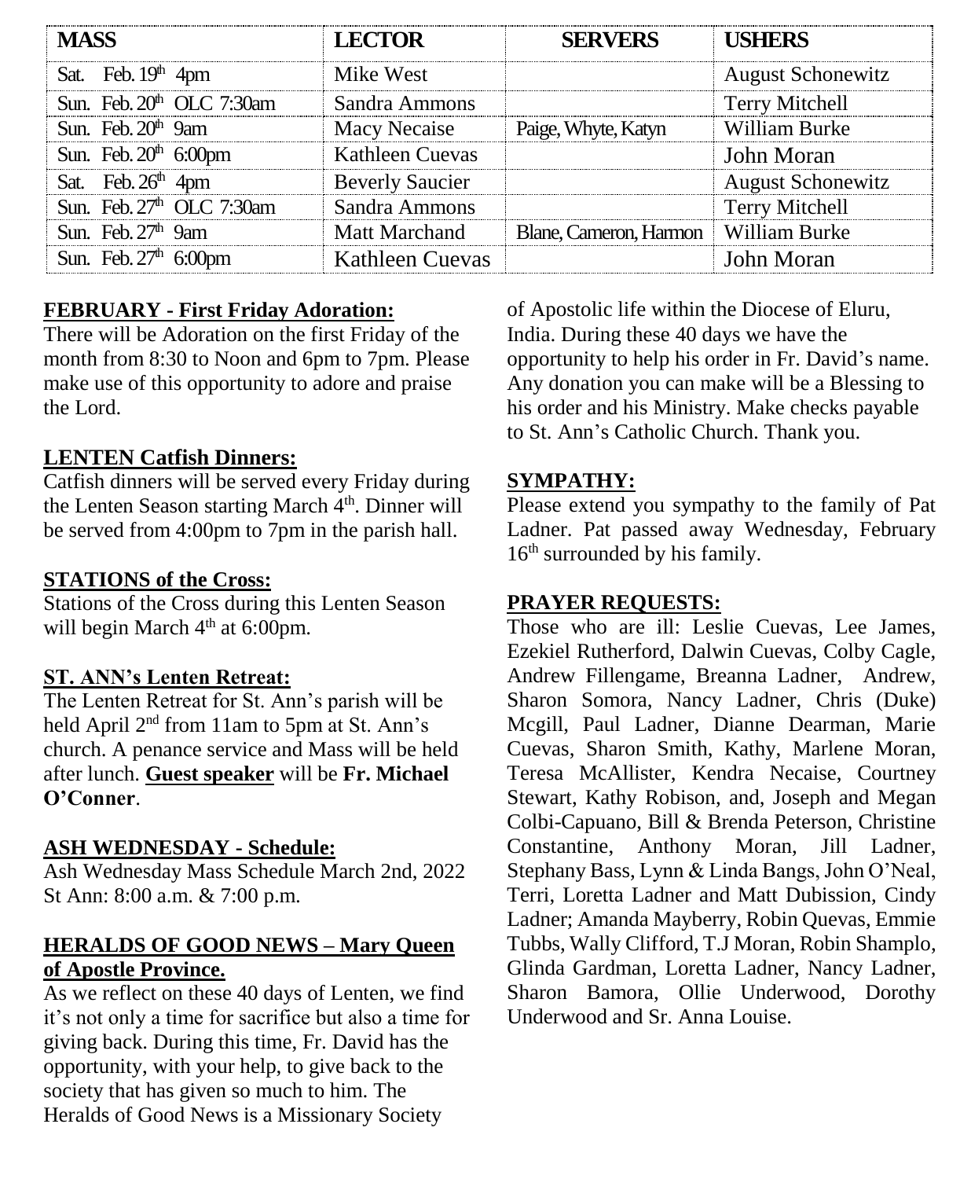| MASS | LECTOR | SERVERS | USHERS |
| --- | --- | --- | --- |
| Sat. Feb. 19th 4pm | Mike West | | August Schonewitz |
| Sun. Feb. 20th OLC 7:30am | Sandra Ammons | | Terry Mitchell |
| Sun. Feb. 20th 9am | Macy Necaise | Paige, Whyte, Katyn | William Burke |
| Sun. Feb. 20th 6:00pm | Kathleen Cuevas | | John Moran |
| Sat. Feb. 26th 4pm | Beverly Saucier | | August Schonewitz |
| Sun. Feb. 27th OLC 7:30am | Sandra Ammons | | Terry Mitchell |
| Sun. Feb. 27th 9am | Matt Marchand | Blane, Cameron, Harmon | William Burke |
| Sun. Feb. 27th 6:00pm | Kathleen Cuevas | | John Moran |

**FEBRUARY - First Friday Adoration:**

There will be Adoration on the first Friday of the month from 8:30 to Noon and 6pm to 7pm. Please make use of this opportunity to adore and praise the Lord.

**LENTEN Catfish Dinners:**

Catfish dinners will be served every Friday during the Lenten Season starting March 4th. Dinner will be served from 4:00pm to 7pm in the parish hall.

**STATIONS of the Cross:**

Stations of the Cross during this Lenten Season will begin March 4th at 6:00pm.

**ST. ANN's Lenten Retreat:**

The Lenten Retreat for St. Ann's parish will be held April 2nd from 11am to 5pm at St. Ann's church. A penance service and Mass will be held after lunch. **Guest speaker** will be **Fr. Michael O'Conner**.

**ASH WEDNESDAY - Schedule:**

Ash Wednesday Mass Schedule March 2nd, 2022 St Ann: 8:00 a.m. & 7:00 p.m.

**HERALDS OF GOOD NEWS – Mary Queen of Apostle Province.**

As we reflect on these 40 days of Lenten, we find it's not only a time for sacrifice but also a time for giving back. During this time, Fr. David has the opportunity, with your help, to give back to the society that has given so much to him. The Heralds of Good News is a Missionary Society of Apostolic life within the Diocese of Eluru, India. During these 40 days we have the opportunity to help his order in Fr. David's name. Any donation you can make will be a Blessing to his order and his Ministry. Make checks payable to St. Ann's Catholic Church. Thank you.

**SYMPATHY:**

Please extend you sympathy to the family of Pat Ladner. Pat passed away Wednesday, February 16th surrounded by his family.

**PRAYER REQUESTS:**

Those who are ill: Leslie Cuevas, Lee James, Ezekiel Rutherford, Dalwin Cuevas, Colby Cagle, Andrew Fillengame, Breanna Ladner, Andrew, Sharon Somora, Nancy Ladner, Chris (Duke) Mcgill, Paul Ladner, Dianne Dearman, Marie Cuevas, Sharon Smith, Kathy, Marlene Moran, Teresa McAllister, Kendra Necaise, Courtney Stewart, Kathy Robison, and, Joseph and Megan Colbi-Capuano, Bill & Brenda Peterson, Christine Constantine, Anthony Moran, Jill Ladner, Stephany Bass, Lynn & Linda Bangs, John O'Neal, Terri, Loretta Ladner and Matt Dubission, Cindy Ladner; Amanda Mayberry, Robin Quevas, Emmie Tubbs, Wally Clifford, T.J Moran, Robin Shamplo, Glinda Gardman, Loretta Ladner, Nancy Ladner, Sharon Bamora, Ollie Underwood, Dorothy Underwood and Sr. Anna Louise.